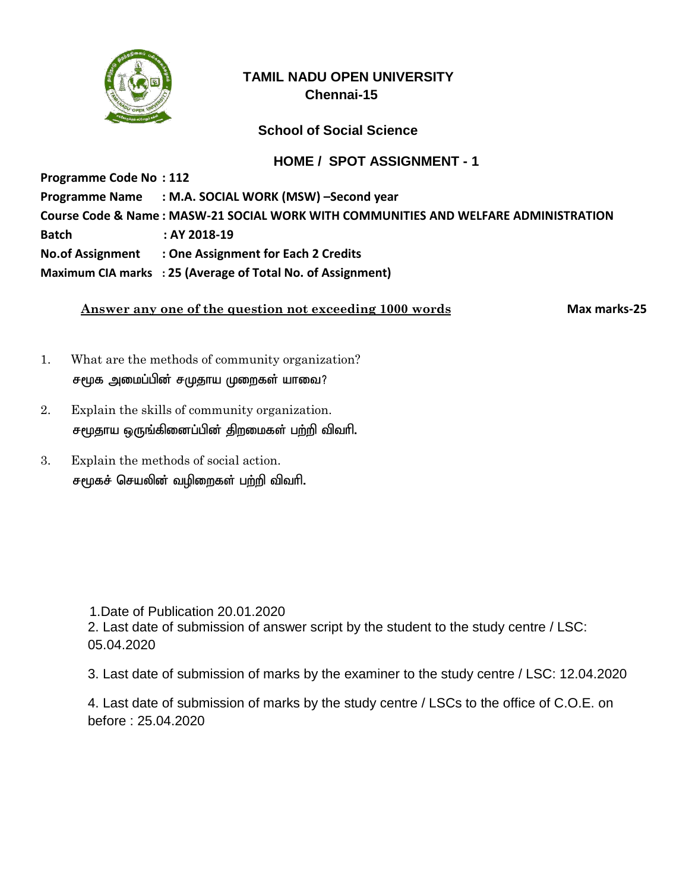# TAMIL NADU OPEN UNIVERSITY

**Chennai-15**

## School of Social Science

### HOME / SPOT ASSIGNMENT - 1

**Programme Code No : 112**
**Programme Name : M.A. SOCIAL WORK (MSW) –Second year**
**Course Code & Name : MASW-21 SOCIAL WORK WITH COMMUNITIES AND WELFARE ADMINISTRATION**
**Batch : AY 2018-19**
**No.of Assignment : One Assignment for Each 2 Credits**
**Maximum CIA marks : 25 (Average of Total No. of Assignment)**

**Answer any one of the question not exceeding 1000 words** **Max marks-25**

1. What are the methods of community organization?
   சமூக அமைப்பின் சமுதாய முறைகள் யாவை?

2. Explain the skills of community organization.
   சமுதாய ஒருங்கினைப்பின் திறமைகள் பற்றி விவரி.

3. Explain the methods of social action.
   சமூகச் செயலின் வழிறைகள் பற்றி விவரி.

1.Date of Publication 20.01.2020

2. Last date of submission of answer script by the student to the study centre / LSC: 05.04.2020

3. Last date of submission of marks by the examiner to the study centre / LSC: 12.04.2020

4. Last date of submission of marks by the study centre / LSCs to the office of C.O.E. on before : 25.04.2020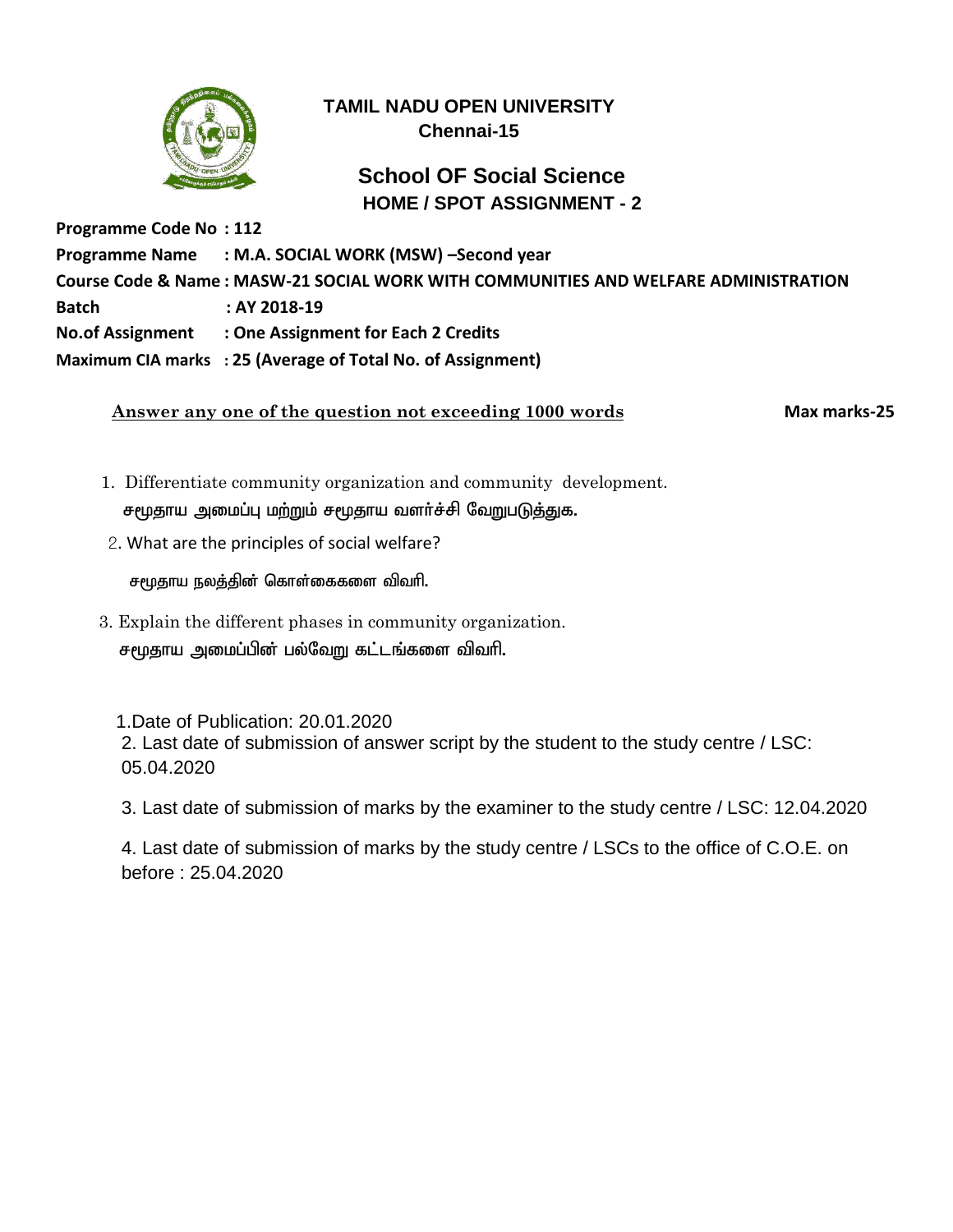**TAMIL NADU OPEN UNIVERSITY**
**Chennai-15**

## School OF Social Science

### HOME / SPOT ASSIGNMENT - 2

**Programme Code No : 112**
**Programme Name : M.A. SOCIAL WORK (MSW) –Second year**
**Course Code & Name : MASW-21 SOCIAL WORK WITH COMMUNITIES AND WELFARE ADMINISTRATION**
**Batch : AY 2018-19**
**No.of Assignment : One Assignment for Each 2 Credits**
**Maximum CIA marks : 25 (Average of Total No. of Assignment)**

**Answer any one of the question not exceeding 1000 words** **Max marks-25**

1. Differentiate community organization and community development.
   சமுதாய அமைப்பு மற்றும் சமுதாய வளர்ச்சி வேறுபடுத்துக.
2. What are the principles of social welfare?
   சமுதாய நலத்தின் கொள்கைகளை விவரி.
3. Explain the different phases in community organization.
   சமுதாய அமைப்பின் பல்வேறு கட்டங்களை விவரி.

1. Date of Publication: 20.01.2020
2. Last date of submission of answer script by the student to the study centre / LSC: 05.04.2020
3. Last date of submission of marks by the examiner to the study centre / LSC: 12.04.2020
4. Last date of submission of marks by the study centre / LSCs to the office of C.O.E. on before : 25.04.2020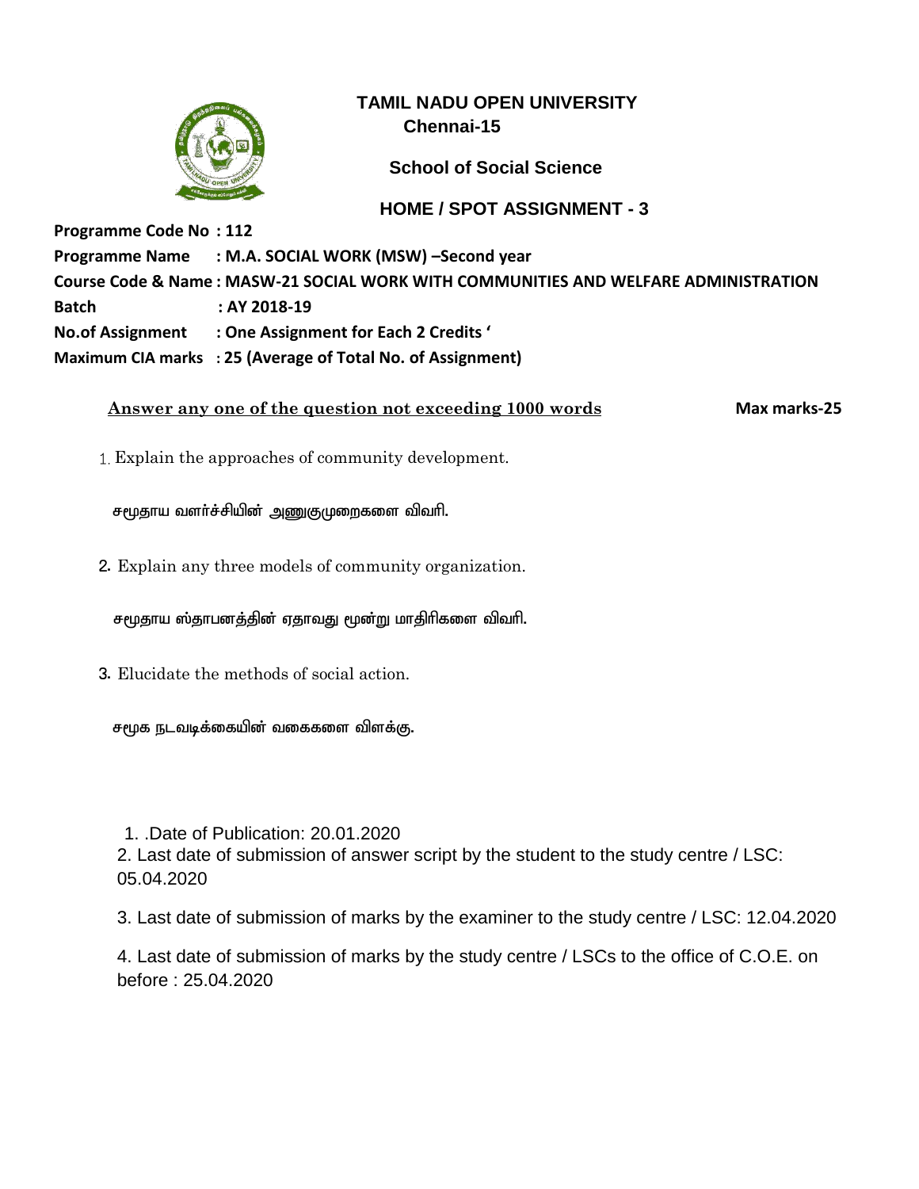# TAMIL NADU OPEN UNIVERSITY

**Chennai-15**

## School of Social Science

## HOME / SPOT ASSIGNMENT - 3

**Programme Code No : 112**
**Programme Name : M.A. SOCIAL WORK (MSW) –Second year**
**Course Code & Name : MASW-21 SOCIAL WORK WITH COMMUNITIES AND WELFARE ADMINISTRATION**
**Batch : AY 2018-19**
**No.of Assignment : One Assignment for Each 2 Credits '**
**Maximum CIA marks : 25 (Average of Total No. of Assignment)**

**Answer any one of the question not exceeding 1000 words** **Max marks-25**

1. Explain the approaches of community development.

   சமுதாய வளர்ச்சியின் அணுகுமுறைகளை விவரி.

2. Explain any three models of community organization.

   சமுதாய ஸ்தாபனத்தின் ஏதாவது மூன்று மாதிரிகளை விவரி.

3. Elucidate the methods of social action.

   சமூக நடவடிக்கையின் வகைகளை விளக்கு.

1. .Date of Publication: 20.01.2020
2. Last date of submission of answer script by the student to the study centre / LSC: 05.04.2020
3. Last date of submission of marks by the examiner to the study centre / LSC: 12.04.2020
4. Last date of submission of marks by the study centre / LSCs to the office of C.O.E. on before : 25.04.2020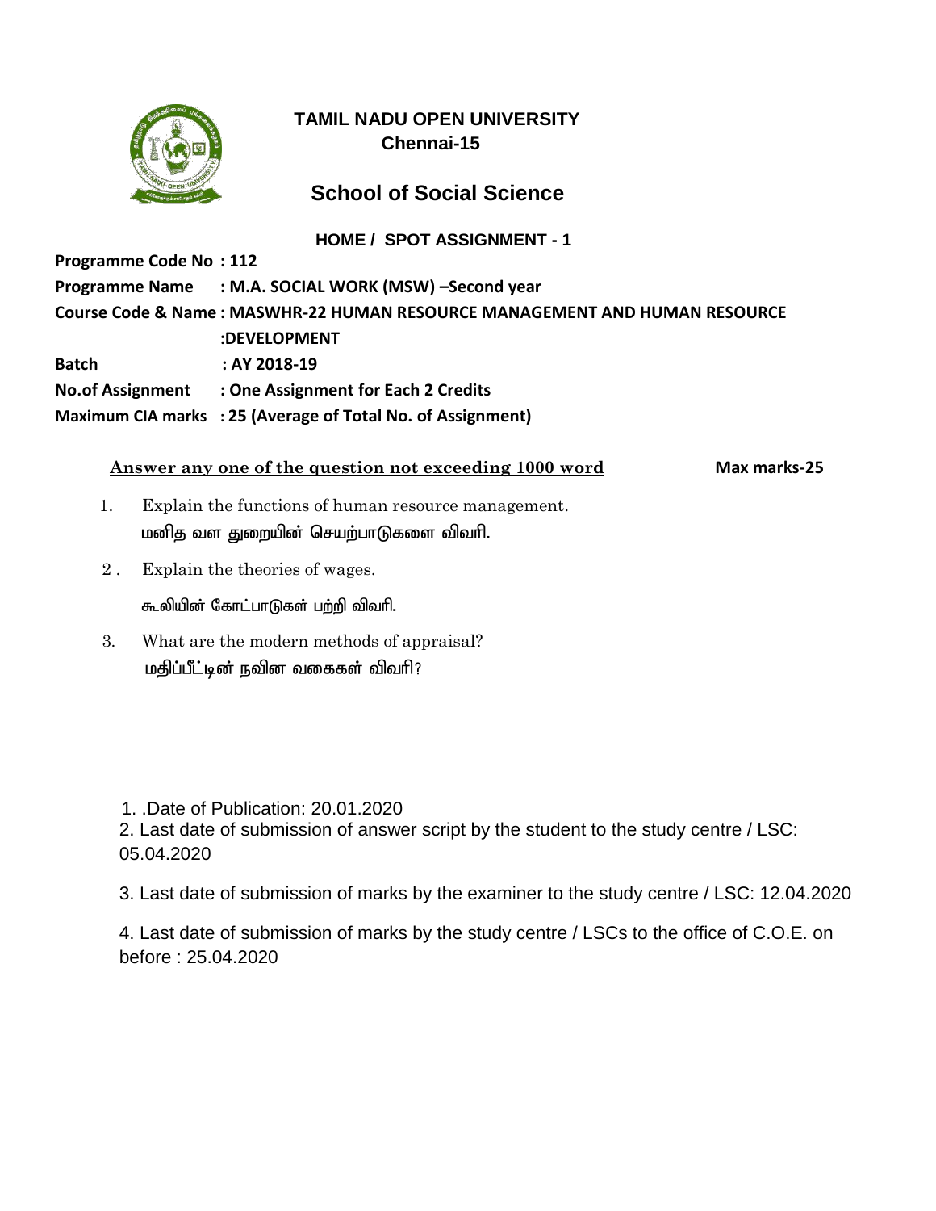# TAMIL NADU OPEN UNIVERSITY

**Chennai-15**

## School of Social Science

**HOME / SPOT ASSIGNMENT - 1**

**Programme Code No : 112**

**Programme Name : M.A. SOCIAL WORK (MSW) –Second year**

**Course Code & Name : MASWHR-22 HUMAN RESOURCE MANAGEMENT AND HUMAN RESOURCE :DEVELOPMENT**

**Batch : AY 2018-19**

**No.of Assignment : One Assignment for Each 2 Credits**

**Maximum CIA marks : 25 (Average of Total No. of Assignment)**

**Answer any one of the question not exceeding 1000 word** **Max marks-25**

1. Explain the functions of human resource management.
   மனித வள துறையின் செயற்பாடுகளை விவரி.
2. Explain the theories of wages.
   கூலியின் கோட்பாடுகள் பற்றி விவரி.
3. What are the modern methods of appraisal?
   மதிப்பீட்டின் நவின வகைகள் விவரி?

1. .Date of Publication: 20.01.2020
2. Last date of submission of answer script by the student to the study centre / LSC: 05.04.2020
3. Last date of submission of marks by the examiner to the study centre / LSC: 12.04.2020
4. Last date of submission of marks by the study centre / LSCs to the office of C.O.E. on before : 25.04.2020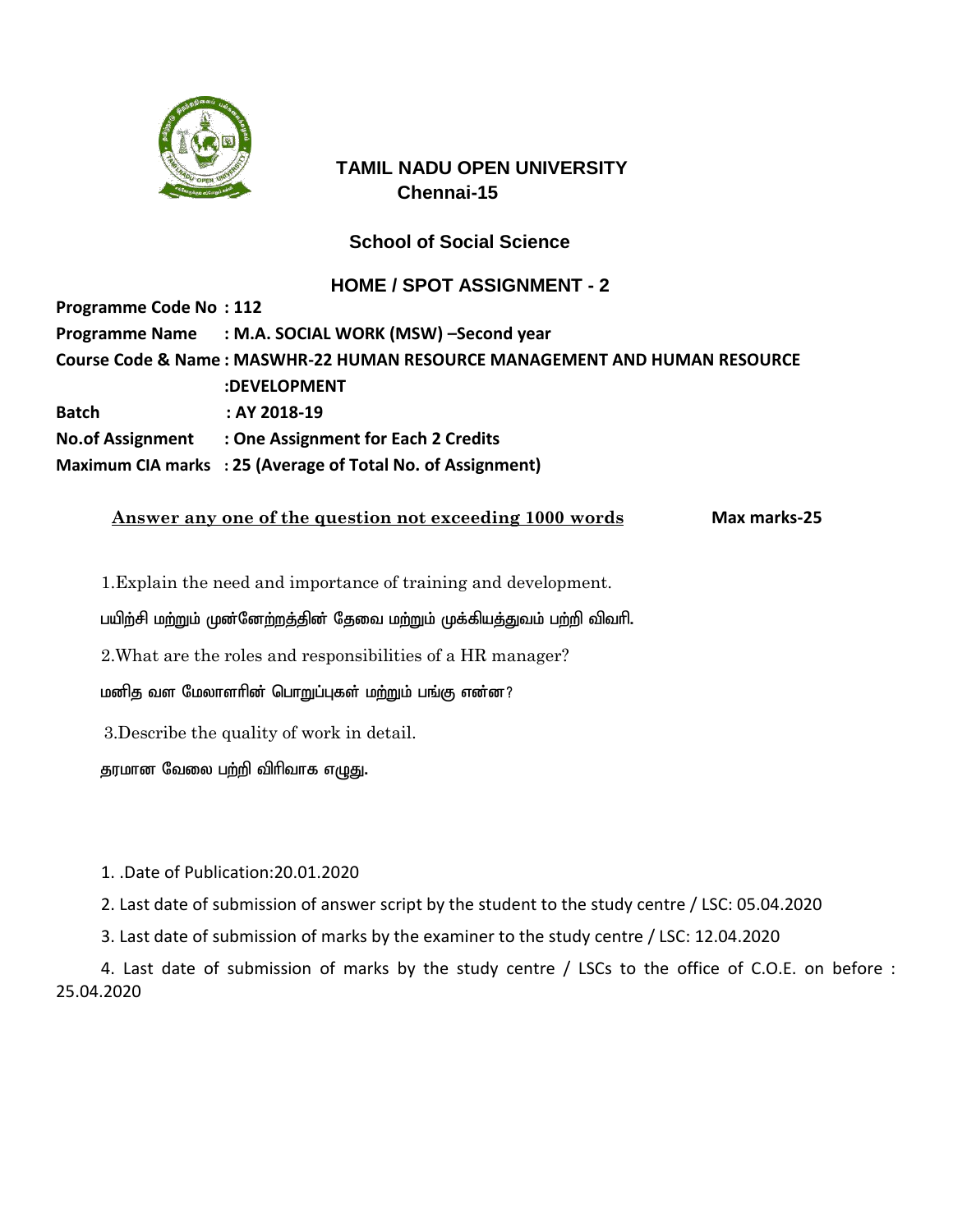## TAMIL NADU OPEN UNIVERSITY
### Chennai-15

### School of Social Science

### HOME / SPOT ASSIGNMENT - 2

**Programme Code No : 112**
**Programme Name : M.A. SOCIAL WORK (MSW) –Second year**
**Course Code & Name : MASWHR-22 HUMAN RESOURCE MANAGEMENT AND HUMAN RESOURCE :DEVELOPMENT**
**Batch : AY 2018-19**
**No.of Assignment : One Assignment for Each 2 Credits**
**Maximum CIA marks : 25 (Average of Total No. of Assignment)**

**Answer any one of the question not exceeding 1000 words** **Max marks-25**

1.Explain the need and importance of training and development.

பயிற்சி மற்றும் முன்னேற்றத்தின் தேவை மற்றும் முக்கியத்துவம் பற்றி விவரி.

2.What are the roles and responsibilities of a HR manager?

மனித வள மேலாளரின் பொறுப்புகள் மற்றும் பங்கு என்ன?

3.Describe the quality of work in detail.

தரமான வேலை பற்றி விரிவாக எழுது.

1. .Date of Publication:20.01.2020
2. Last date of submission of answer script by the student to the study centre / LSC: 05.04.2020
3. Last date of submission of marks by the examiner to the study centre / LSC: 12.04.2020
4. Last date of submission of marks by the study centre / LSCs to the office of C.O.E. on before : 25.04.2020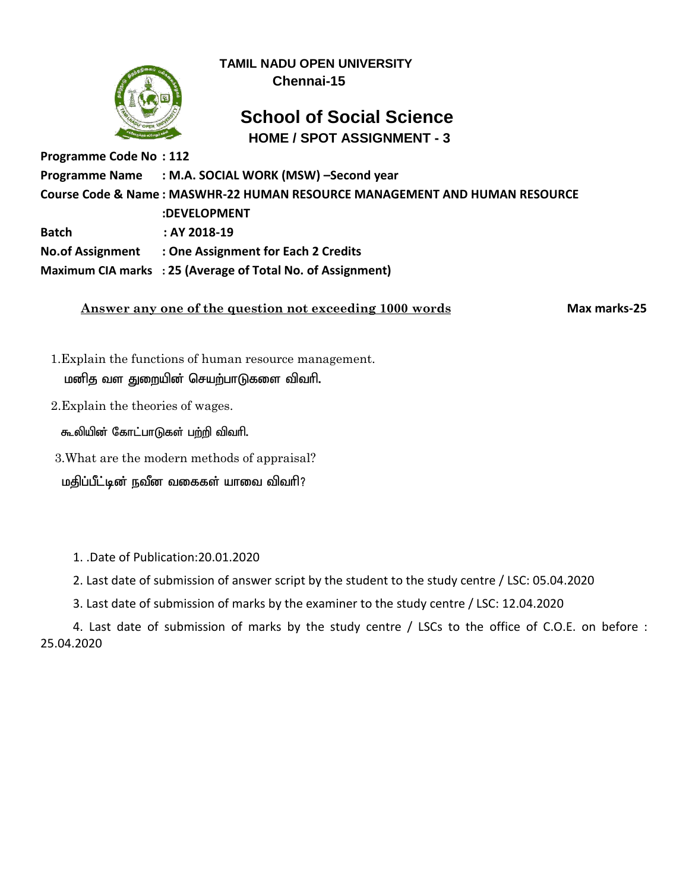**TAMIL NADU OPEN UNIVERSITY**
**Chennai-15**

# School of Social Science

## HOME / SPOT ASSIGNMENT - 3

**Programme Code No : 112**
**Programme Name : M.A. SOCIAL WORK (MSW) –Second year**
**Course Code & Name : MASWHR-22 HUMAN RESOURCE MANAGEMENT AND HUMAN RESOURCE :DEVELOPMENT**
**Batch : AY 2018-19**
**No.of Assignment : One Assignment for Each 2 Credits**
**Maximum CIA marks : 25 (Average of Total No. of Assignment)**

**Answer any one of the question not exceeding 1000 words** **Max marks-25**

1. Explain the functions of human resource management.
   மனித வள துறையின் செயற்பாடுகளை விவரி.
2. Explain the theories of wages.
   கூலியின் கோட்பாடுகள் பற்றி விவரி.
3. What are the modern methods of appraisal?
   மதிப்பீட்டின் நவீன வகைகள் யாவை விவரி?

1. .Date of Publication:20.01.2020
2. Last date of submission of answer script by the student to the study centre / LSC: 05.04.2020
3. Last date of submission of marks by the examiner to the study centre / LSC: 12.04.2020
4. Last date of submission of marks by the study centre / LSCs to the office of C.O.E. on before : 25.04.2020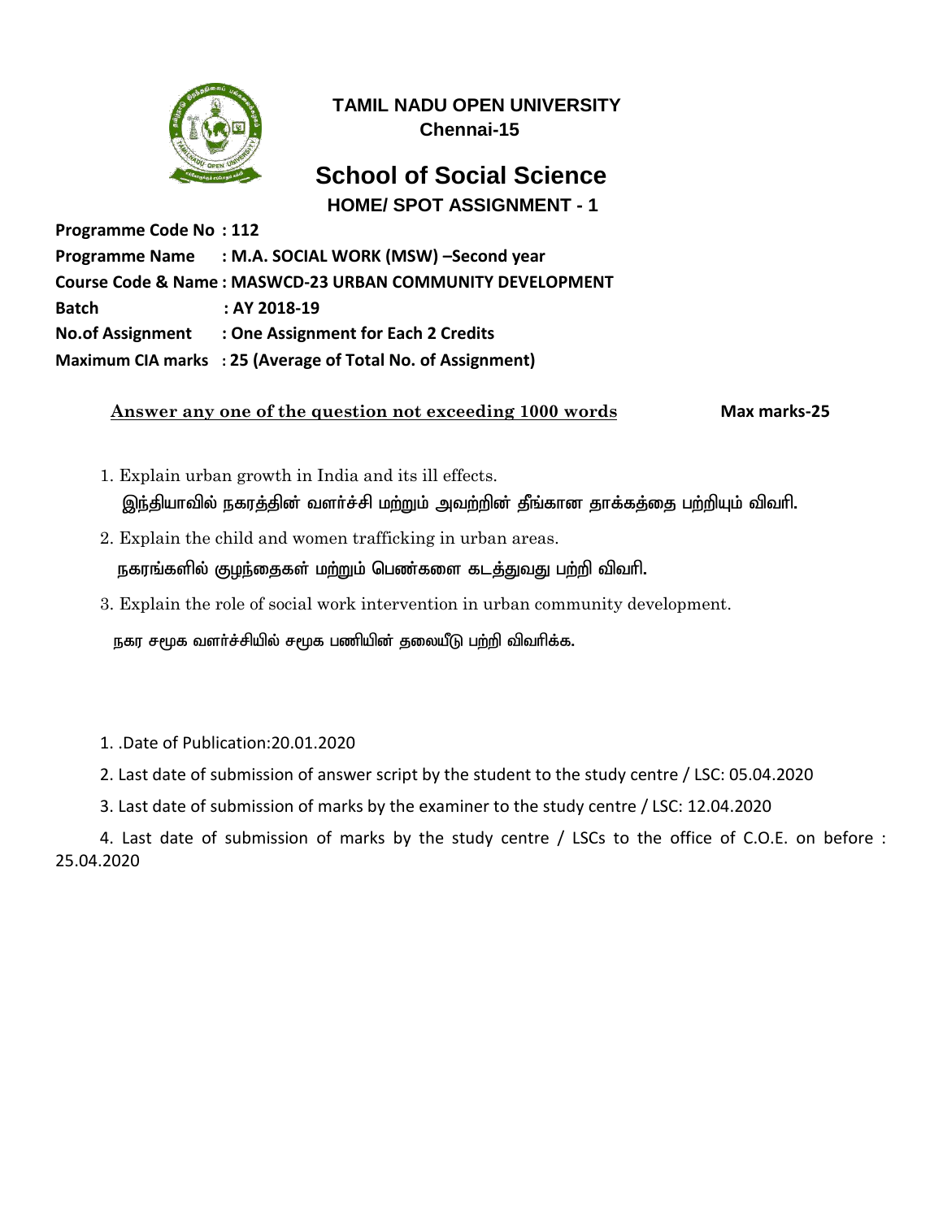**TAMIL NADU OPEN UNIVERSITY**
**Chennai-15**

# School of Social Science

## HOME/ SPOT ASSIGNMENT - 1

**Programme Code No : 112**
**Programme Name : M.A. SOCIAL WORK (MSW) –Second year**
**Course Code & Name : MASWCD-23 URBAN COMMUNITY DEVELOPMENT**
**Batch : AY 2018-19**
**No.of Assignment : One Assignment for Each 2 Credits**
**Maximum CIA marks : 25 (Average of Total No. of Assignment)**

**Answer any one of the question not exceeding 1000 words** **Max marks-25**

1. Explain urban growth in India and its ill effects.
   இந்தியாவில் நகரத்தின் வளர்ச்சி மற்றும் அவற்றின் தீங்கான தாக்கத்தை பற்றியும் விவரி.
2. Explain the child and women trafficking in urban areas.
   நகரங்களில் குழந்தைகள் மற்றும் பெண்களை கடத்துவது பற்றி விவரி.
3. Explain the role of social work intervention in urban community development.
   நகர சமூக வளர்ச்சியில் சமூக பணியின் தலையீடு பற்றி விவரிக்க.

1. .Date of Publication:20.01.2020
2. Last date of submission of answer script by the student to the study centre / LSC: 05.04.2020
3. Last date of submission of marks by the examiner to the study centre / LSC: 12.04.2020
4. Last date of submission of marks by the study centre / LSCs to the office of C.O.E. on before : 25.04.2020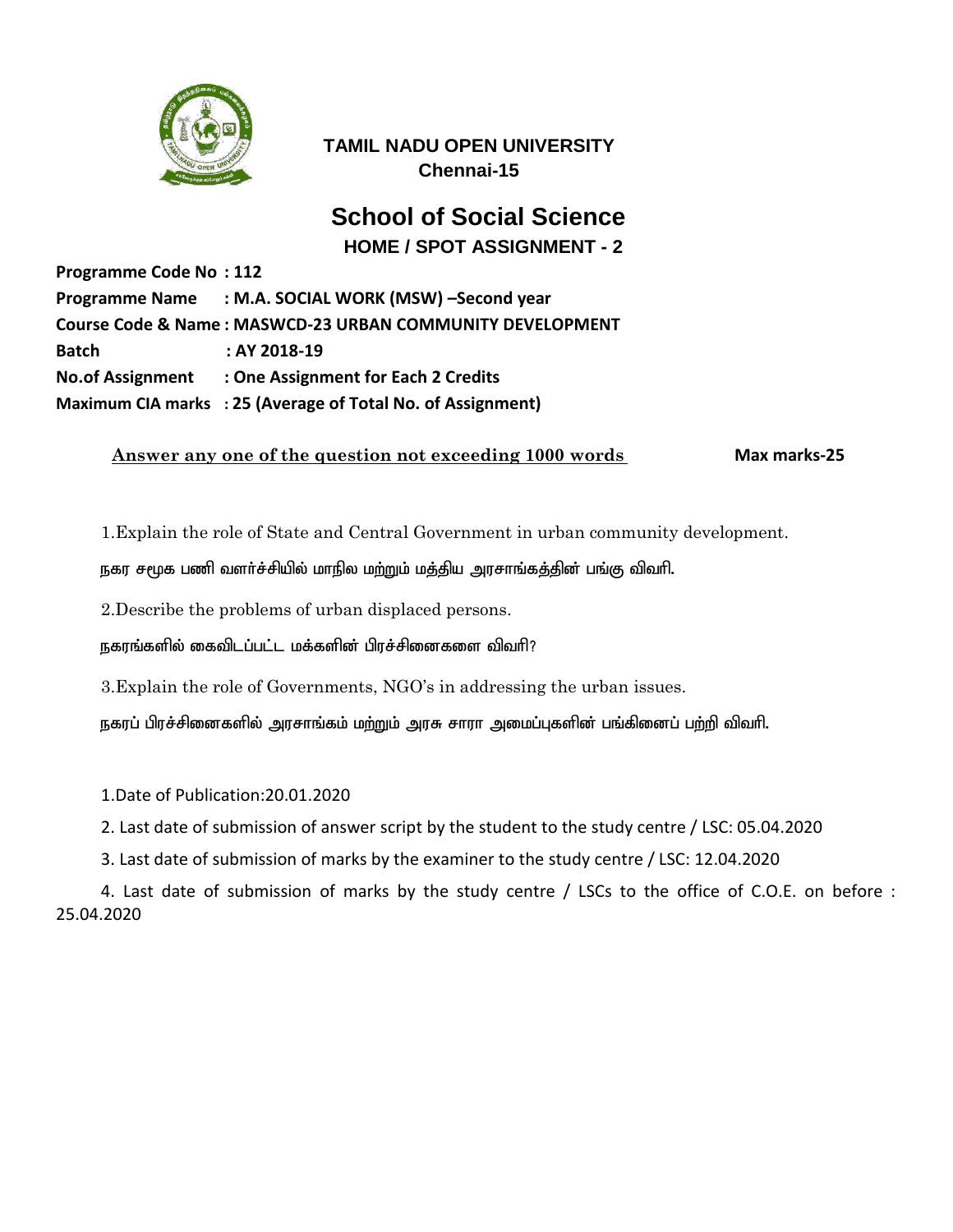**TAMIL NADU OPEN UNIVERSITY**
**Chennai-15**

# School of Social Science

## HOME / SPOT ASSIGNMENT - 2

**Programme Code No : 112**
**Programme Name : M.A. SOCIAL WORK (MSW) –Second year**
**Course Code & Name : MASWCD-23 URBAN COMMUNITY DEVELOPMENT**
**Batch : AY 2018-19**
**No.of Assignment : One Assignment for Each 2 Credits**
**Maximum CIA marks : 25 (Average of Total No. of Assignment)**

**Answer any one of the question not exceeding 1000 words** **Max marks-25**

1.Explain the role of State and Central Government in urban community development.

நகர சமூக பணி வளர்ச்சியில் மாநில மற்றும் மத்திய அரசாங்கத்தின் பங்கு விவரி.

2.Describe the problems of urban displaced persons.

நகரங்களில் கைவிடப்பட்ட மக்களின் பிரச்சினைகளை விவரி?

3.Explain the role of Governments, NGO's in addressing the urban issues.

நகரப் பிரச்சினைகளில் அரசாங்கம் மற்றும் அரசு சாரா அமைப்புகளின் பங்கினைப் பற்றி விவரி.

1.Date of Publication:20.01.2020

2. Last date of submission of answer script by the student to the study centre / LSC: 05.04.2020

3. Last date of submission of marks by the examiner to the study centre / LSC: 12.04.2020

4. Last date of submission of marks by the study centre / LSCs to the office of C.O.E. on before : 25.04.2020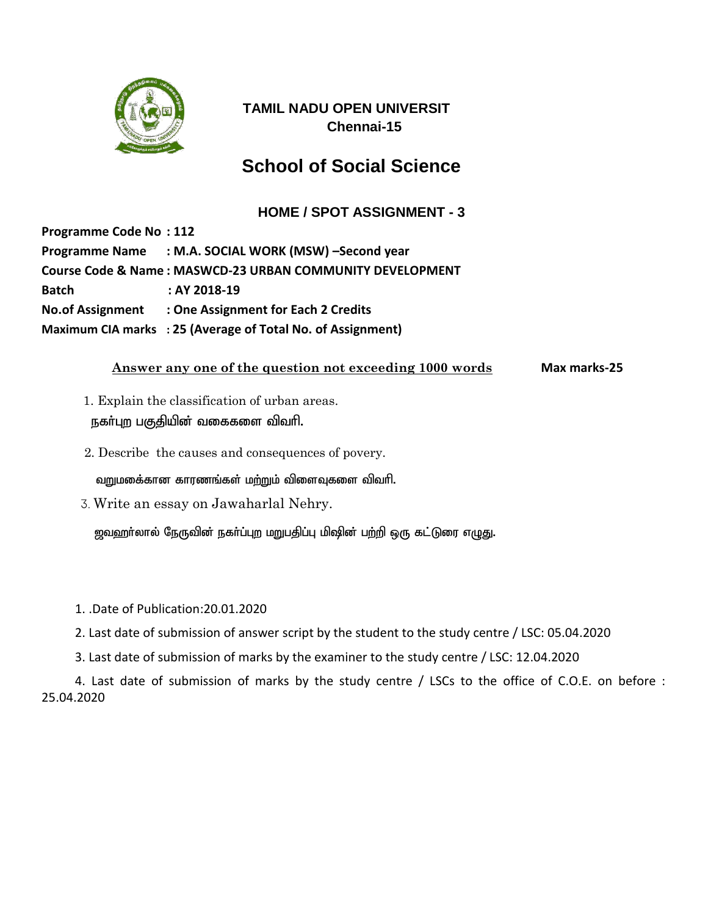**TAMIL NADU OPEN UNIVERSIT**
**Chennai-15**

# School of Social Science

## HOME / SPOT ASSIGNMENT - 3

**Programme Code No : 112**
**Programme Name : M.A. SOCIAL WORK (MSW) –Second year**
**Course Code & Name : MASWCD-23 URBAN COMMUNITY DEVELOPMENT**
**Batch : AY 2018-19**
**No.of Assignment : One Assignment for Each 2 Credits**
**Maximum CIA marks : 25 (Average of Total No. of Assignment)**

**Answer any one of the question not exceeding 1000 words** **Max marks-25**

1. Explain the classification of urban areas.
   நகர்புற பகுதியின் வகைகளை விவரி.

2. Describe the causes and consequences of povery.
   வறுமைக்கான காரணங்கள் மற்றும் விளைவுகளை விவரி.

3. Write an essay on Jawaharlal Nehry.
   ஜவஹர்லால் நேருவின் நகர்ப்புற மறுபதிப்பு மிஷின் பற்றி ஒரு கட்டுரை எழுது.

1. .Date of Publication:20.01.2020
2. Last date of submission of answer script by the student to the study centre / LSC: 05.04.2020
3. Last date of submission of marks by the examiner to the study centre / LSC: 12.04.2020
4. Last date of submission of marks by the study centre / LSCs to the office of C.O.E. on before : 25.04.2020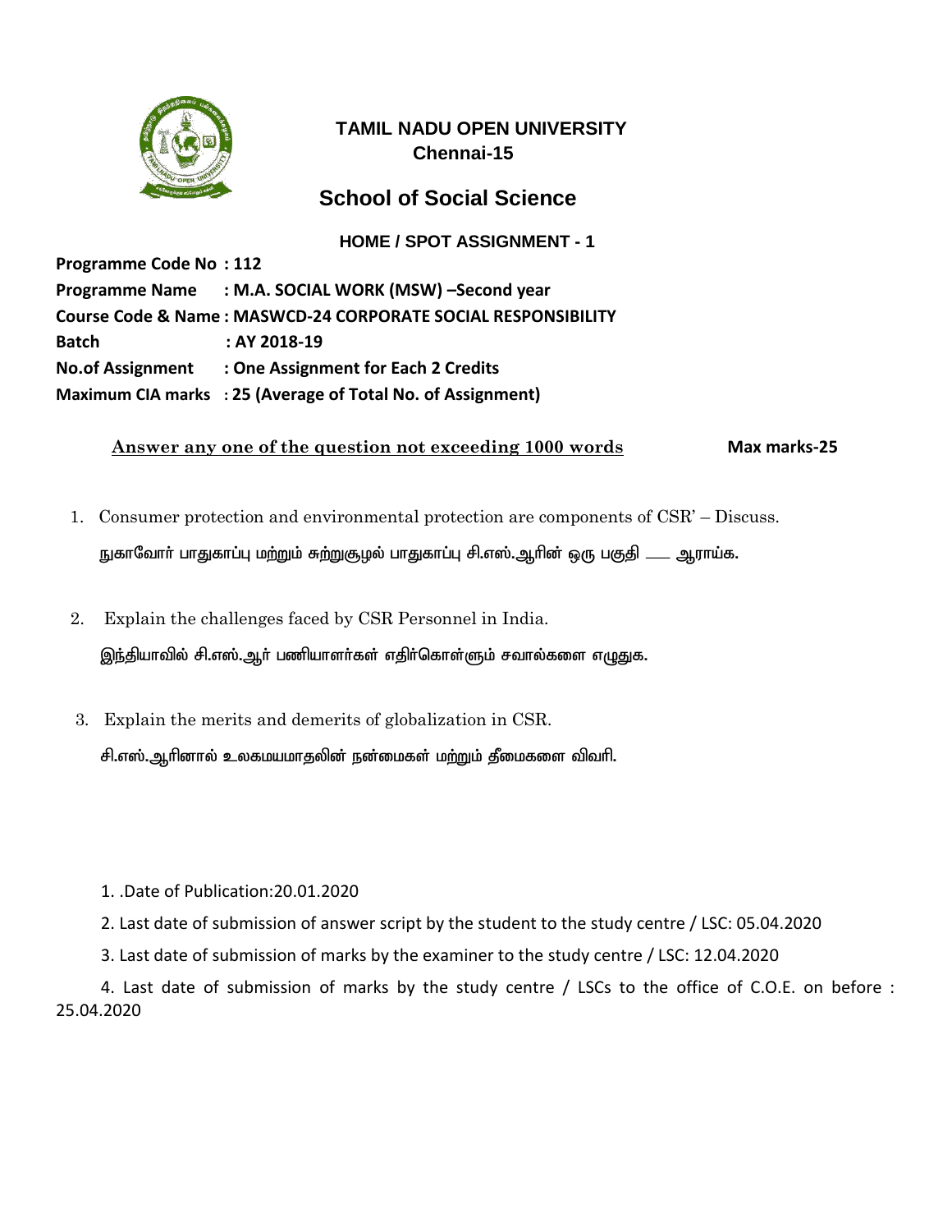# TAMIL NADU OPEN UNIVERSITY
**Chennai-15**

## School of Social Science

### HOME / SPOT ASSIGNMENT - 1

**Programme Code No : 112**
**Programme Name : M.A. SOCIAL WORK (MSW) –Second year**
**Course Code & Name : MASWCD-24 CORPORATE SOCIAL RESPONSIBILITY**
**Batch : AY 2018-19**
**No.of Assignment : One Assignment for Each 2 Credits**
**Maximum CIA marks : 25 (Average of Total No. of Assignment)**

**Answer any one of the question not exceeding 1000 words** **Max marks-25**

1. Consumer protection and environmental protection are components of CSR' – Discuss.
   நுகாவோர் பாதுகாப்பு மற்றும் சுற்றுசூழல் பாதுகாப்பு சி.எஸ்.ஆரின் ஒரு பகுதி \_\_\_ ஆராய்க.

2. Explain the challenges faced by CSR Personnel in India.
   இந்தியாவில் சி.எஸ்.ஆர் பணியாளர்கள் எதிர்கொள்ளும் சவால்களை எழுதுக.

3. Explain the merits and demerits of globalization in CSR.
   சி.எஸ்.ஆரினால் உலகமயமாதலின் நன்மைகள் மற்றும் தீமைகளை விவரி.

1. .Date of Publication:20.01.2020
2. Last date of submission of answer script by the student to the study centre / LSC: 05.04.2020
3. Last date of submission of marks by the examiner to the study centre / LSC: 12.04.2020
4. Last date of submission of marks by the study centre / LSCs to the office of C.O.E. on before : 25.04.2020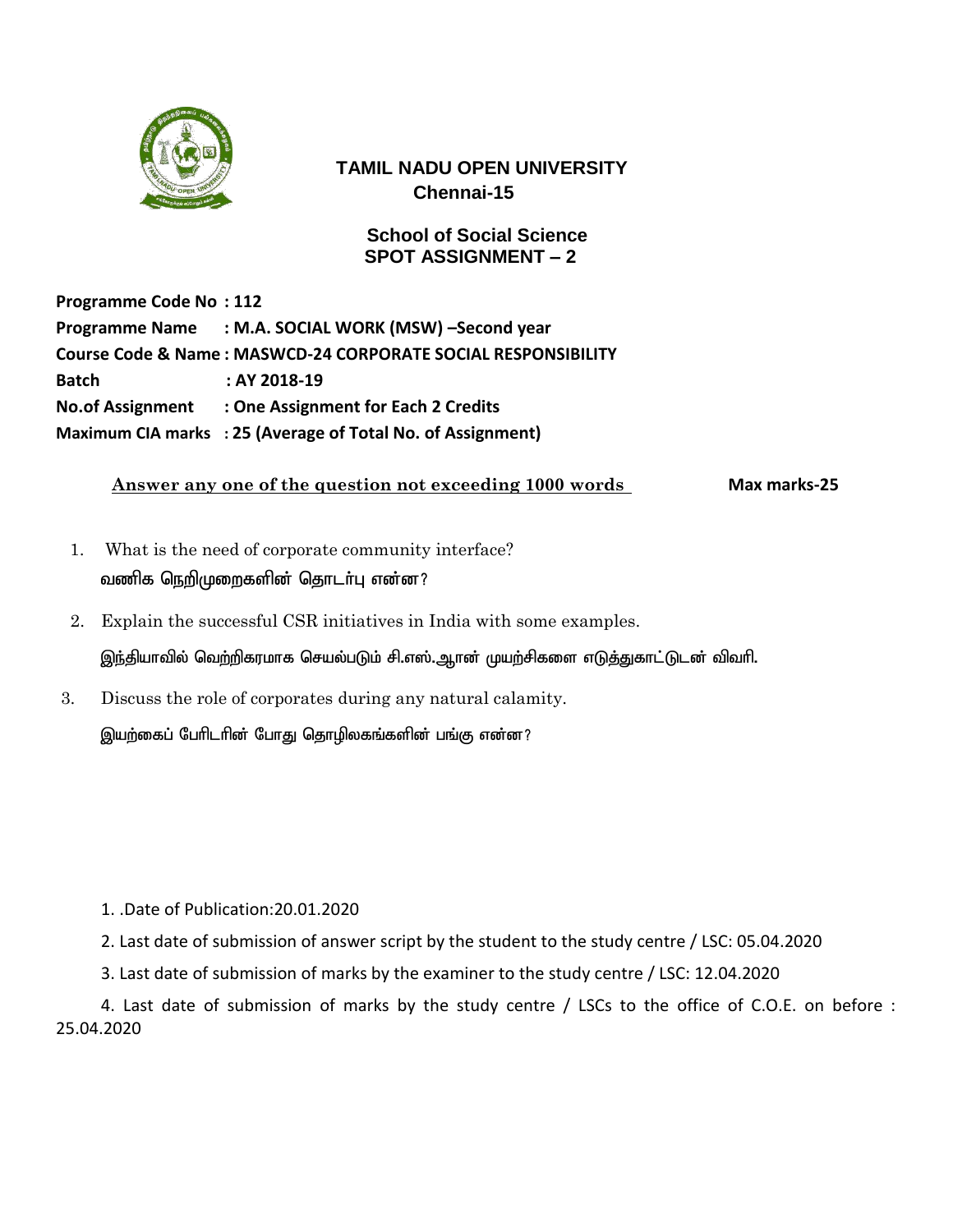# TAMIL NADU OPEN UNIVERSITY

**Chennai-15**

## School of Social Science

## SPOT ASSIGNMENT – 2

**Programme Code No : 112**
**Programme Name : M.A. SOCIAL WORK (MSW) –Second year**
**Course Code & Name : MASWCD-24 CORPORATE SOCIAL RESPONSIBILITY**
**Batch : AY 2018-19**
**No.of Assignment : One Assignment for Each 2 Credits**
**Maximum CIA marks : 25 (Average of Total No. of Assignment)**

**Answer any one of the question not exceeding 1000 words** **Max marks-25**

1. What is the need of corporate community interface?
   வணிக நெறிமுறைகளின் தொடர்பு என்ன?
2. Explain the successful CSR initiatives in India with some examples.
   இந்தியாவில் வெற்றிகரமாக செயல்படும் சி.எஸ்.ஆான் முயற்சிகளை எடுத்துகாட்டுடன் விவரி.
3. Discuss the role of corporates during any natural calamity.
   இயற்கைப் பேரிடரின் போது தொழிலகங்களின் பங்கு என்ன?

1. .Date of Publication:20.01.2020
2. Last date of submission of answer script by the student to the study centre / LSC: 05.04.2020
3. Last date of submission of marks by the examiner to the study centre / LSC: 12.04.2020
4. Last date of submission of marks by the study centre / LSCs to the office of C.O.E. on before : 25.04.2020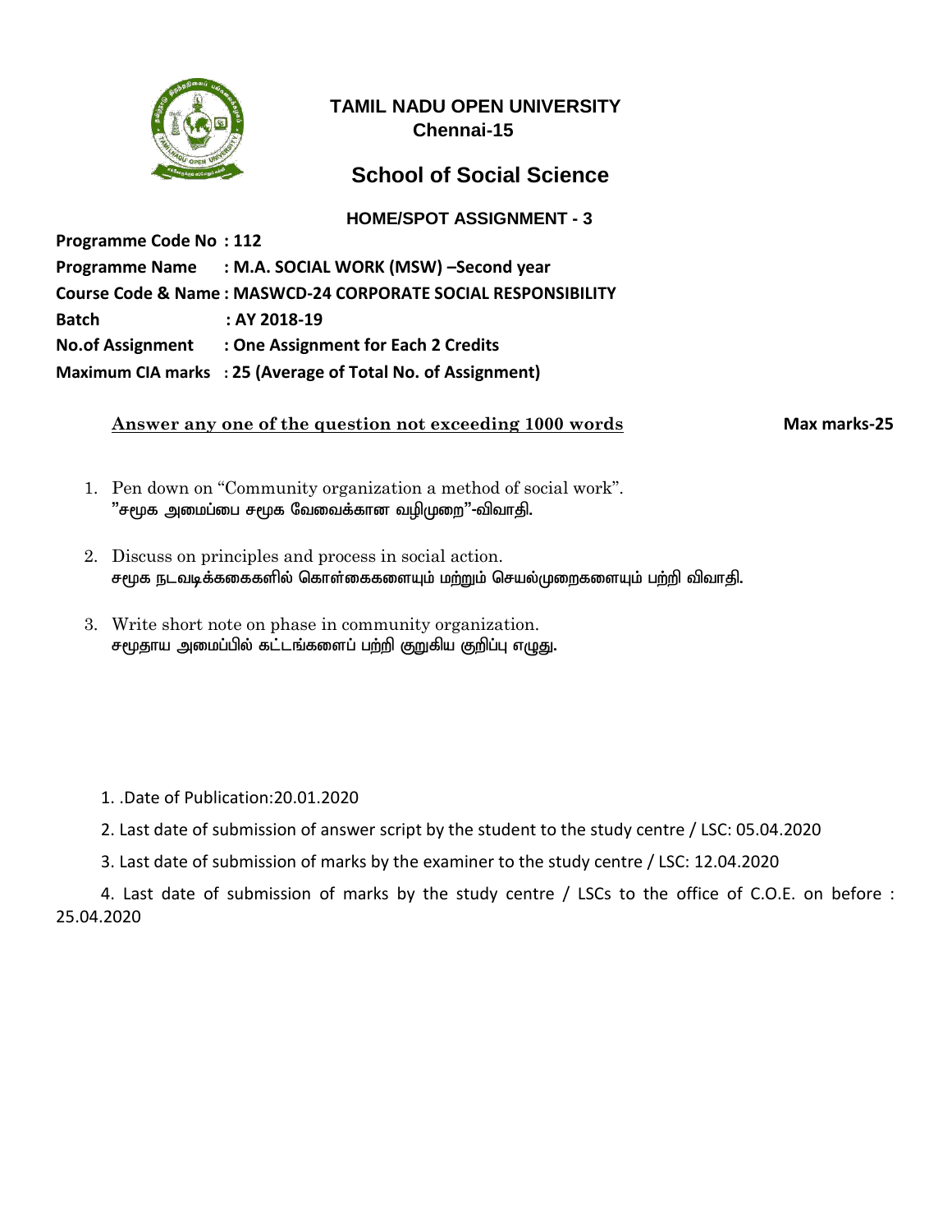**TAMIL NADU OPEN UNIVERSITY**
**Chennai-15**

# School of Social Science

**HOME/SPOT ASSIGNMENT - 3**

**Programme Code No : 112**
**Programme Name : M.A. SOCIAL WORK (MSW) –Second year**
**Course Code & Name : MASWCD-24 CORPORATE SOCIAL RESPONSIBILITY**
**Batch : AY 2018-19**
**No.of Assignment : One Assignment for Each 2 Credits**
**Maximum CIA marks : 25 (Average of Total No. of Assignment)**

**Answer any one of the question not exceeding 1000 words** **Max marks-25**

1. Pen down on "Community organization a method of social work".
   **"சமூக அமைப்பை சமூக வேவைக்கான வழிமுறை"-விவாதி.**

2. Discuss on principles and process in social action.
   **சமூக நடவடிக்கைகளில் கொள்கைகளையும் மற்றும் செயல்முறைகளையும் பற்றி விவாதி.**

3. Write short note on phase in community organization.
   **சமூதாய அமைப்பில் கட்டங்களைப் பற்றி குறுகிய குறிப்பு எழுது.**

1. .Date of Publication:20.01.2020

2. Last date of submission of answer script by the student to the study centre / LSC: 05.04.2020

3. Last date of submission of marks by the examiner to the study centre / LSC: 12.04.2020

4. Last date of submission of marks by the study centre / LSCs to the office of C.O.E. on before : 25.04.2020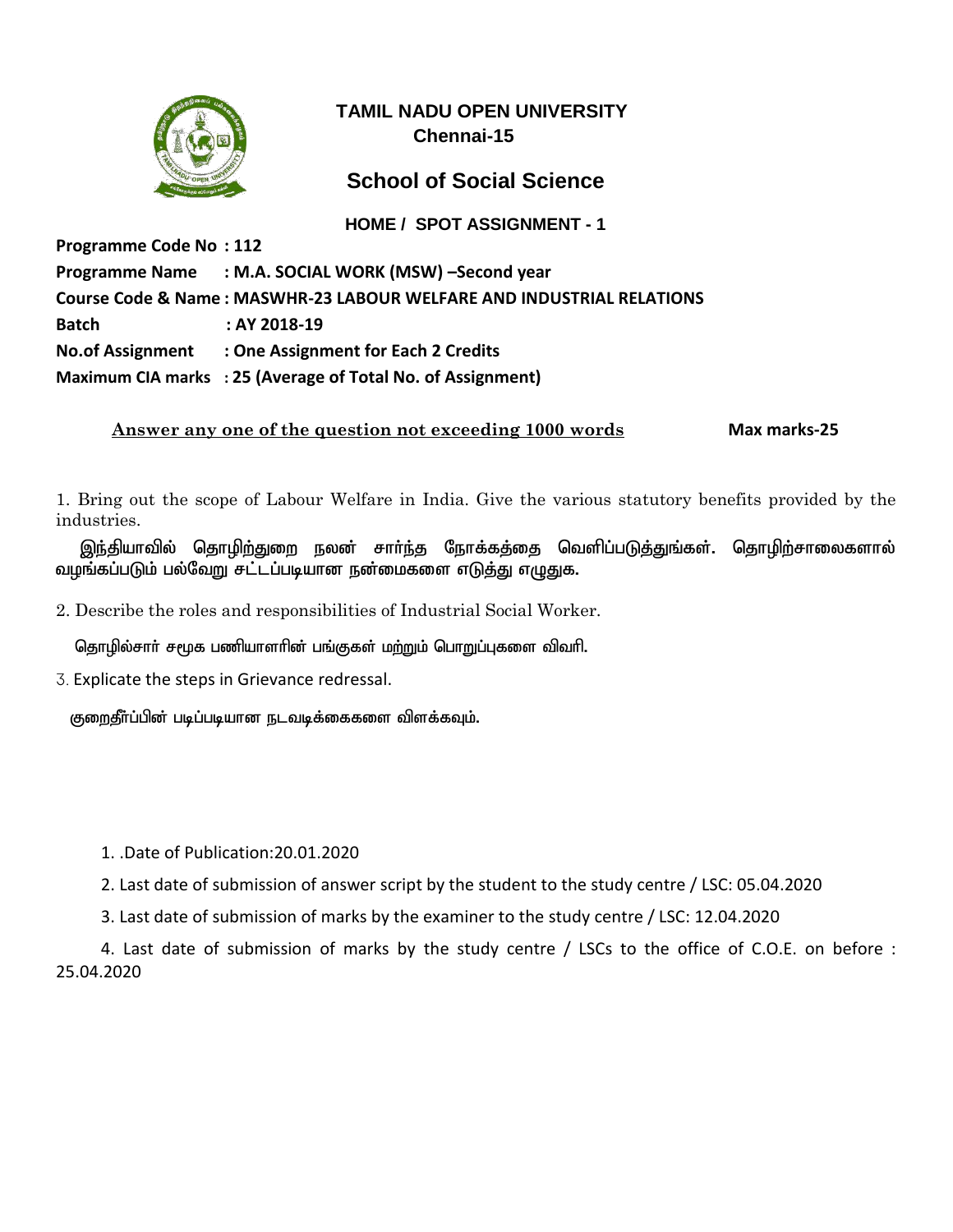# TAMIL NADU OPEN UNIVERSITY
**Chennai-15**

## School of Social Science

**HOME / SPOT ASSIGNMENT - 1**

**Programme Code No : 112**
**Programme Name : M.A. SOCIAL WORK (MSW) –Second year**
**Course Code & Name : MASWHR-23 LABOUR WELFARE AND INDUSTRIAL RELATIONS**
**Batch : AY 2018-19**
**No.of Assignment : One Assignment for Each 2 Credits**
**Maximum CIA marks : 25 (Average of Total No. of Assignment)**

**Answer any one of the question not exceeding 1000 words** **Max marks-25**

1. Bring out the scope of Labour Welfare in India. Give the various statutory benefits provided by the industries.

**இந்தியாவில் தொழிற்துறை நலன் சார்ந்த நோக்கத்தை வெளிப்படுத்துங்கள். தொழிற்சாலைகளால் வழங்கப்படும் பல்வேறு சட்டப்படியான நன்மைகளை எடுத்து எழுதுக.**

2. Describe the roles and responsibilities of Industrial Social Worker.

**தொழில்சார் சமூக பணியாளரின் பங்குகள் மற்றும் பொறுப்புகளை விவரி.**

3. Explicate the steps in Grievance redressal.

**குறைதீர்ப்பின் படிப்படியான நடவடிக்கைகளை விளக்கவும்.**

1. .Date of Publication:20.01.2020
2. Last date of submission of answer script by the student to the study centre / LSC: 05.04.2020
3. Last date of submission of marks by the examiner to the study centre / LSC: 12.04.2020
4. Last date of submission of marks by the study centre / LSCs to the office of C.O.E. on before : 25.04.2020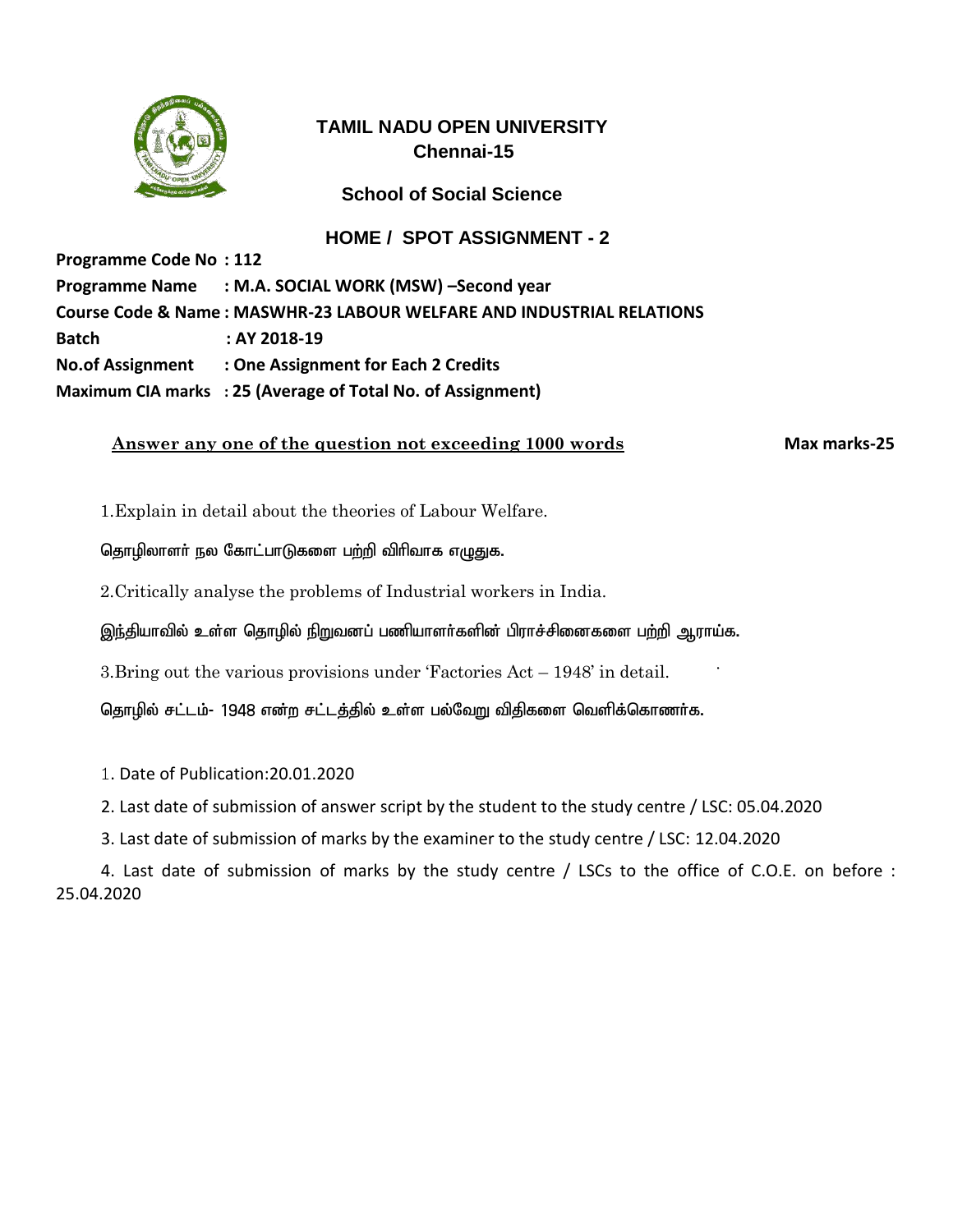# TAMIL NADU OPEN UNIVERSITY
**Chennai-15**

## School of Social Science

## HOME / SPOT ASSIGNMENT - 2

**Programme Code No : 112**
**Programme Name : M.A. SOCIAL WORK (MSW) –Second year**
**Course Code & Name : MASWHR-23 LABOUR WELFARE AND INDUSTRIAL RELATIONS**
**Batch : AY 2018-19**
**No.of Assignment : One Assignment for Each 2 Credits**
**Maximum CIA marks : 25 (Average of Total No. of Assignment)**

**Answer any one of the question not exceeding 1000 words** **Max marks-25**

1.Explain in detail about the theories of Labour Welfare.

தொழிலாளர் நல கோட்பாடுகளை பற்றி விரிவாக எழுதுக.

2.Critically analyse the problems of Industrial workers in India.

இந்தியாவில் உள்ள தொழில் நிறுவனப் பணியாளர்களின் பிராச்சினைகளை பற்றி ஆராய்க.

3.Bring out the various provisions under 'Factories Act – 1948' in detail.

தொழில் சட்டம்- 1948 என்ற சட்டத்தில் உள்ள பல்வேறு விதிகளை வெளிக்கொணர்க.

1. Date of Publication:20.01.2020
2. Last date of submission of answer script by the student to the study centre / LSC: 05.04.2020
3. Last date of submission of marks by the examiner to the study centre / LSC: 12.04.2020
4. Last date of submission of marks by the study centre / LSCs to the office of C.O.E. on before : 25.04.2020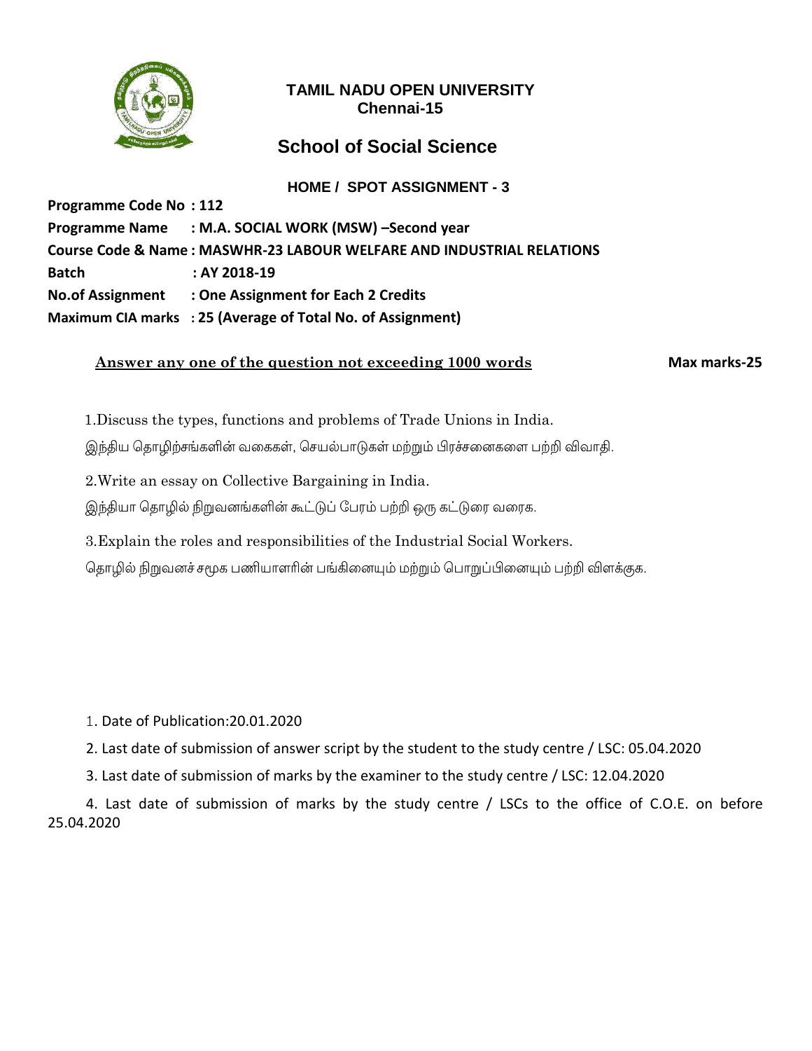# TAMIL NADU OPEN UNIVERSITY
**Chennai-15**

## School of Social Science

### HOME / SPOT ASSIGNMENT - 3

**Programme Code No : 112**
**Programme Name : M.A. SOCIAL WORK (MSW) –Second year**
**Course Code & Name : MASWHR-23 LABOUR WELFARE AND INDUSTRIAL RELATIONS**
**Batch : AY 2018-19**
**No.of Assignment : One Assignment for Each 2 Credits**
**Maximum CIA marks : 25 (Average of Total No. of Assignment)**

**Answer any one of the question not exceeding 1000 words** **Max marks-25**

1.Discuss the types, functions and problems of Trade Unions in India.

இந்திய தொழிற்சங்களின் வகைகள், செயல்பாடுகள் மற்றும் பிரச்சனைகளை பற்றி விவாதி.

2.Write an essay on Collective Bargaining in India.

இந்தியா தொழில் நிறுவனங்களின் கூட்டுப் பேரம் பற்றி ஒரு கட்டுரை வரைக.

3.Explain the roles and responsibilities of the Industrial Social Workers.

தொழில் நிறுவனச் சமூக பணியாளரின் பங்கினையும் மற்றும் பொறுப்பினையும் பற்றி விளக்குக.

1. Date of Publication:20.01.2020
2. Last date of submission of answer script by the student to the study centre / LSC: 05.04.2020
3. Last date of submission of marks by the examiner to the study centre / LSC: 12.04.2020
4. Last date of submission of marks by the study centre / LSCs to the office of C.O.E. on before 25.04.2020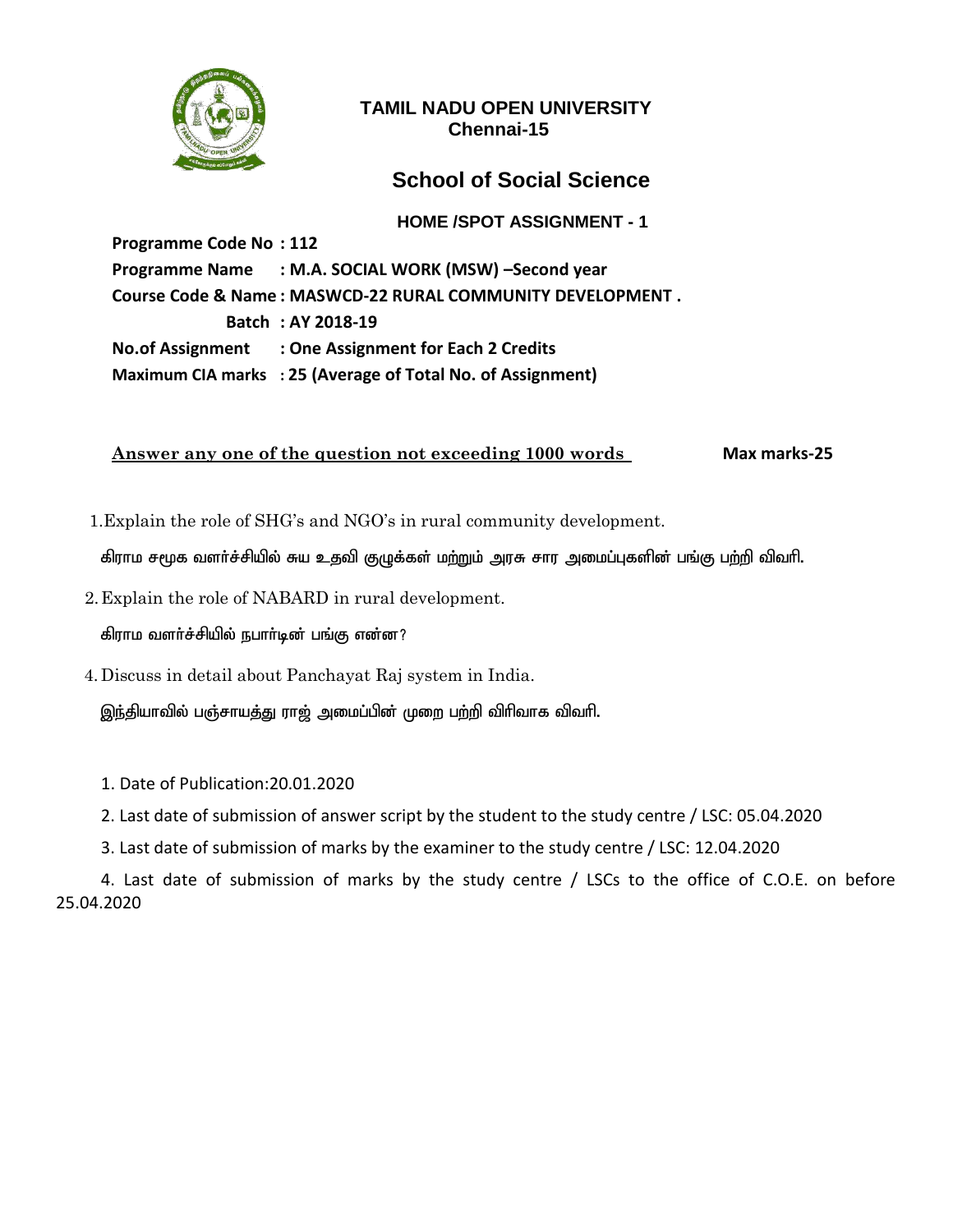**TAMIL NADU OPEN UNIVERSITY**
**Chennai-15**

# School of Social Science

**HOME /SPOT ASSIGNMENT - 1**

**Programme Code No : 112**
**Programme Name : M.A. SOCIAL WORK (MSW) –Second year**
**Course Code & Name : MASWCD-22 RURAL COMMUNITY DEVELOPMENT .**
**Batch : AY 2018-19**
**No.of Assignment : One Assignment for Each 2 Credits**
**Maximum CIA marks : 25 (Average of Total No. of Assignment)**

**Answer any one of the question not exceeding 1000 words** **Max marks-25**

1. Explain the role of SHG's and NGO's in rural community development.

   கிராம சமூக வளர்ச்சியில் சுய உதவி குழுக்கள் மற்றும் அரசு சார அமைப்புகளின் பங்கு பற்றி விவரி.

2. Explain the role of NABARD in rural development.

   கிராம வளர்ச்சியில் நபார்டின் பங்கு என்ன?

4. Discuss in detail about Panchayat Raj system in India.

   இந்தியாவில் பஞ்சாயத்து ராஜ் அமைப்பின் முறை பற்றி விரிவாக விவரி.

1. Date of Publication:20.01.2020
2. Last date of submission of answer script by the student to the study centre / LSC: 05.04.2020
3. Last date of submission of marks by the examiner to the study centre / LSC: 12.04.2020
4. Last date of submission of marks by the study centre / LSCs to the office of C.O.E. on before 25.04.2020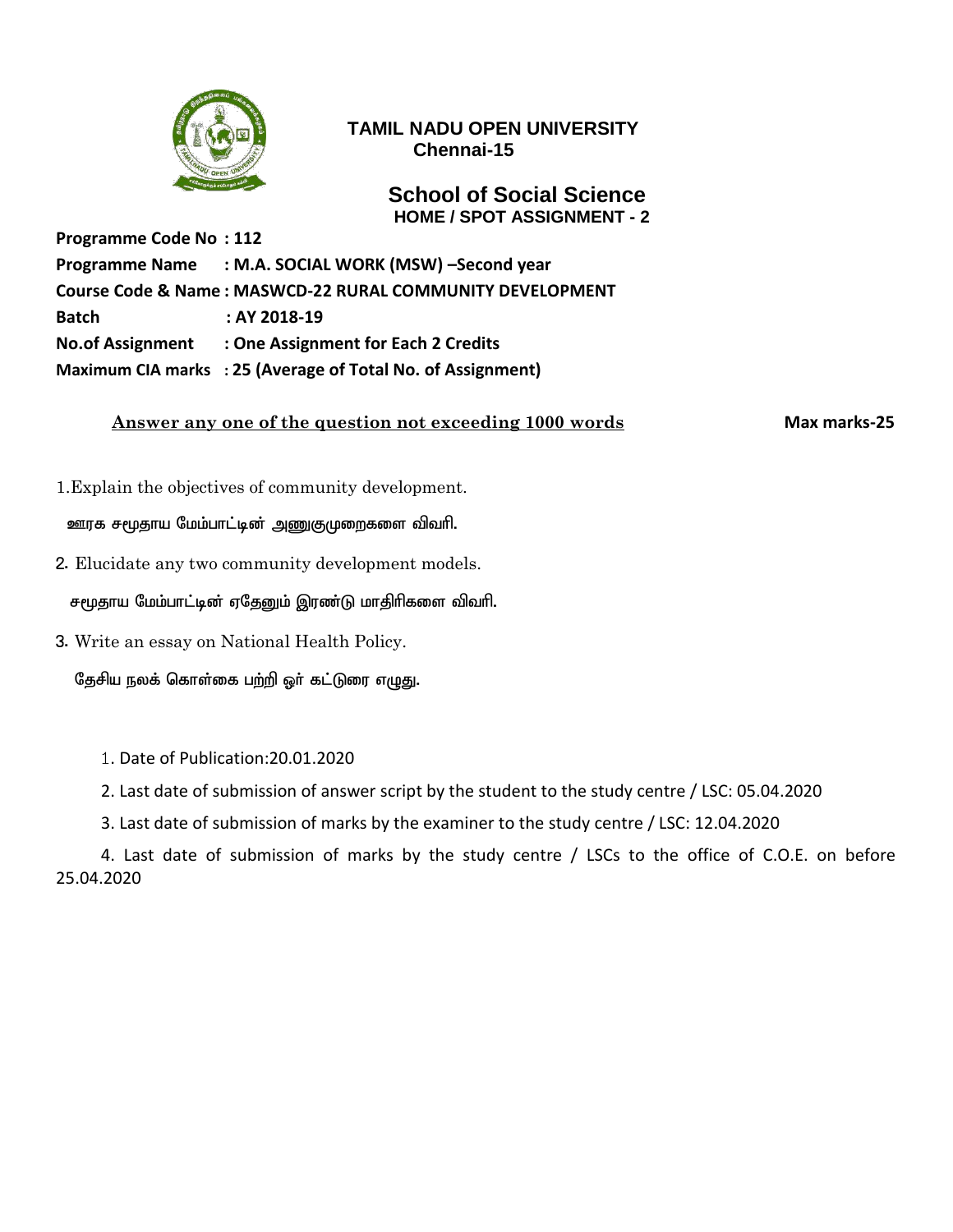**TAMIL NADU OPEN UNIVERSITY**
**Chennai-15**

## School of Social Science

**HOME / SPOT ASSIGNMENT - 2**

**Programme Code No : 112**
**Programme Name : M.A. SOCIAL WORK (MSW) –Second year**
**Course Code & Name : MASWCD-22 RURAL COMMUNITY DEVELOPMENT**
**Batch : AY 2018-19**
**No.of Assignment : One Assignment for Each 2 Credits**
**Maximum CIA marks : 25 (Average of Total No. of Assignment)**

**Answer any one of the question not exceeding 1000 words** **Max marks-25**

1.Explain the objectives of community development.

ஊரக சமூதாய மேம்பாட்டின் அணுகுமுறைகளை விவரி.

2. Elucidate any two community development models.

சமூதாய மேம்பாட்டின் ஏதேனும் இரண்டு மாதிரிகளை விவரி.

3. Write an essay on National Health Policy.

தேசிய நலக் கொள்கை பற்றி ஓர் கட்டுரை எழுது.

1. Date of Publication:20.01.2020
2. Last date of submission of answer script by the student to the study centre / LSC: 05.04.2020
3. Last date of submission of marks by the examiner to the study centre / LSC: 12.04.2020
4. Last date of submission of marks by the study centre / LSCs to the office of C.O.E. on before 25.04.2020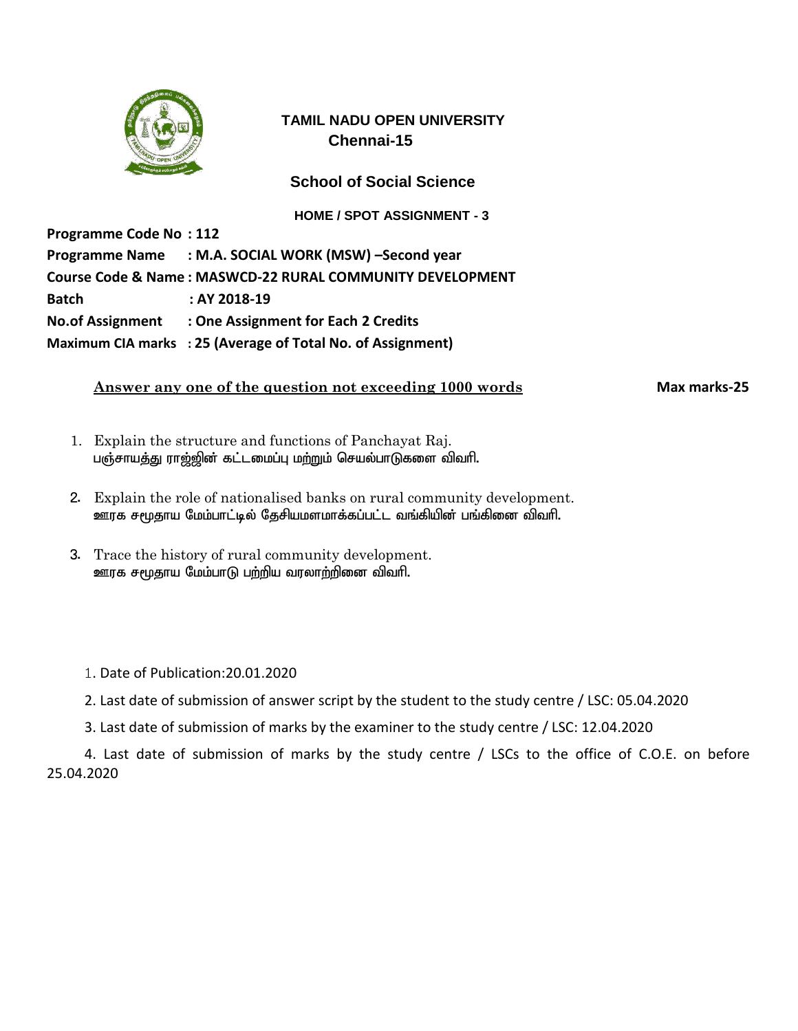# TAMIL NADU OPEN UNIVERSITY
## Chennai-15

## School of Social Science

### HOME / SPOT ASSIGNMENT - 3

**Programme Code No : 112**
**Programme Name : M.A. SOCIAL WORK (MSW) –Second year**
**Course Code & Name : MASWCD-22 RURAL COMMUNITY DEVELOPMENT**
**Batch : AY 2018-19**
**No.of Assignment : One Assignment for Each 2 Credits**
**Maximum CIA marks : 25 (Average of Total No. of Assignment)**

**Answer any one of the question not exceeding 1000 words** **Max marks-25**

1. Explain the structure and functions of Panchayat Raj.
   பஞ்சாயத்து ராஜ்ஜின் கட்டமைப்பு மற்றும் செயல்பாடுகளை விவரி.
2. Explain the role of nationalised banks on rural community development.
   ஊரக சமூதாய மேம்பாட்டில் தேசியமளமாக்கப்பட்ட வங்கியின் பங்கினை விவரி.
3. Trace the history of rural community development.
   ஊரக சமூதாய மேம்பாடு பற்றிய வரலாற்றினை விவரி.

1. Date of Publication:20.01.2020
2. Last date of submission of answer script by the student to the study centre / LSC: 05.04.2020
3. Last date of submission of marks by the examiner to the study centre / LSC: 12.04.2020
4. Last date of submission of marks by the study centre / LSCs to the office of C.O.E. on before 25.04.2020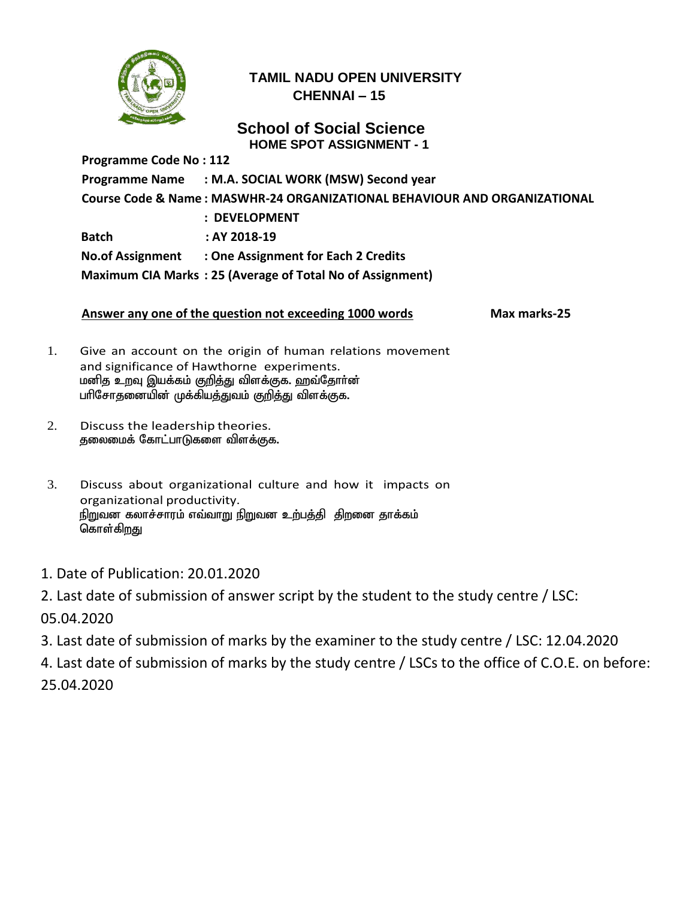# TAMIL NADU OPEN UNIVERSITY
## CHENNAI – 15

## School of Social Science
### HOME SPOT ASSIGNMENT - 1

**Programme Code No : 112**

**Programme Name : M.A. SOCIAL WORK (MSW) Second year**

**Course Code & Name : MASWHR-24 ORGANIZATIONAL BEHAVIOUR AND ORGANIZATIONAL : DEVELOPMENT**

**Batch : AY 2018-19**

**No.of Assignment : One Assignment for Each 2 Credits**

**Maximum CIA Marks : 25 (Average of Total No of Assignment)**

**Answer any one of the question not exceeding 1000 words** **Max marks-25**

1. Give an account on the origin of human relations movement and significance of Hawthorne experiments.
   மனித உறவு இயக்கம் குறித்து விளக்குக. ஹவ்தோர்ன் பரிசோதனையின் முக்கியத்துவம் குறித்து விளக்குக.

2. Discuss the leadership theories.
   தலைமைக் கோட்பாடுகளை விளக்குக.

3. Discuss about organizational culture and how it impacts on organizational productivity.
   நிறுவன கலாச்சாரம் எவ்வாறு நிறுவன உற்பத்தி திறனை தாக்கம் கொள்கிறது

1. Date of Publication: 20.01.2020
2. Last date of submission of answer script by the student to the study centre / LSC: 05.04.2020
3. Last date of submission of marks by the examiner to the study centre / LSC: 12.04.2020
4. Last date of submission of marks by the study centre / LSCs to the office of C.O.E. on before: 25.04.2020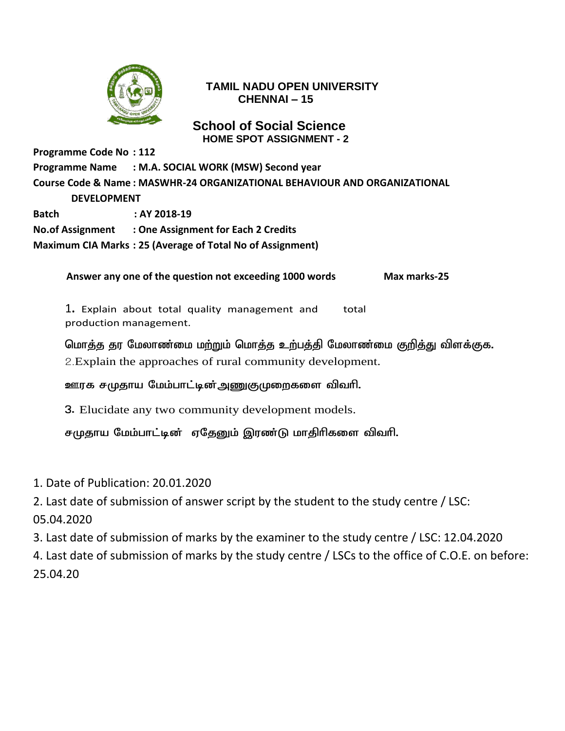**TAMIL NADU OPEN UNIVERSITY**
**CHENNAI – 15**

## School of Social Science

**HOME SPOT ASSIGNMENT - 2**

**Programme Code No : 112**

**Programme Name : M.A. SOCIAL WORK (MSW) Second year**

**Course Code & Name : MASWHR-24 ORGANIZATIONAL BEHAVIOUR AND ORGANIZATIONAL DEVELOPMENT**

**Batch : AY 2018-19**

**No.of Assignment : One Assignment for Each 2 Credits**

**Maximum CIA Marks : 25 (Average of Total No of Assignment)**

**Answer any one of the question not exceeding 1000 words** **Max marks-25**

1. Explain about total quality management and total production management.

மொத்த தர மேலாண்மை மற்றும் மொத்த உற்பத்தி மேலாண்மை குறித்து விளக்குக.

2. Explain the approaches of rural community development.

ஊரக சமுதாய மேம்பாட்டின் அணுகுமுறைகளை விவரி.

3. Elucidate any two community development models.

சமுதாய மேம்பாட்டின் ஏதேனும் இரண்டு மாதிரிகளை விவரி.

1. Date of Publication: 20.01.2020
2. Last date of submission of answer script by the student to the study centre / LSC: 05.04.2020
3. Last date of submission of marks by the examiner to the study centre / LSC: 12.04.2020
4. Last date of submission of marks by the study centre / LSCs to the office of C.O.E. on before: 25.04.20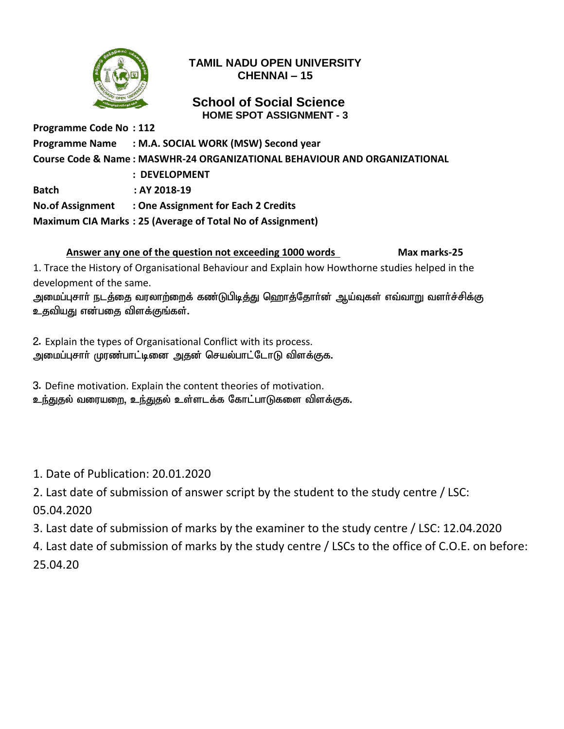**TAMIL NADU OPEN UNIVERSITY**
**CHENNAI – 15**

## School of Social Science

**HOME SPOT ASSIGNMENT - 3**

**Programme Code No : 112**

**Programme Name : M.A. SOCIAL WORK (MSW) Second year**

**Course Code & Name : MASWHR-24 ORGANIZATIONAL BEHAVIOUR AND ORGANIZATIONAL : DEVELOPMENT**

**Batch : AY 2018-19**

**No.of Assignment : One Assignment for Each 2 Credits**

**Maximum CIA Marks : 25 (Average of Total No of Assignment)**

**Answer any one of the question not exceeding 1000 words** **Max marks-25**

1. Trace the History of Organisational Behaviour and Explain how Howthorne studies helped in the development of the same.
அமைப்புசார் நடத்தை வரலாற்றைக் கண்டுபிடித்து ஹொத்தோர்ன் ஆய்வுகள் எவ்வாறு வளர்ச்சிக்கு உதவியது என்பதை விளக்குங்கள்.

2. Explain the types of Organisational Conflict with its process.
அமைப்புசார் முரண்பாட்டினை அதன் செயல்பாட்டோடு விளக்குக.

3. Define motivation. Explain the content theories of motivation.
உந்துதல் வரையறை, உந்துதல் உள்ளடக்க கோட்பாடுகளை விளக்குக.

1. Date of Publication: 20.01.2020
2. Last date of submission of answer script by the student to the study centre / LSC: 05.04.2020
3. Last date of submission of marks by the examiner to the study centre / LSC: 12.04.2020
4. Last date of submission of marks by the study centre / LSCs to the office of C.O.E. on before: 25.04.20